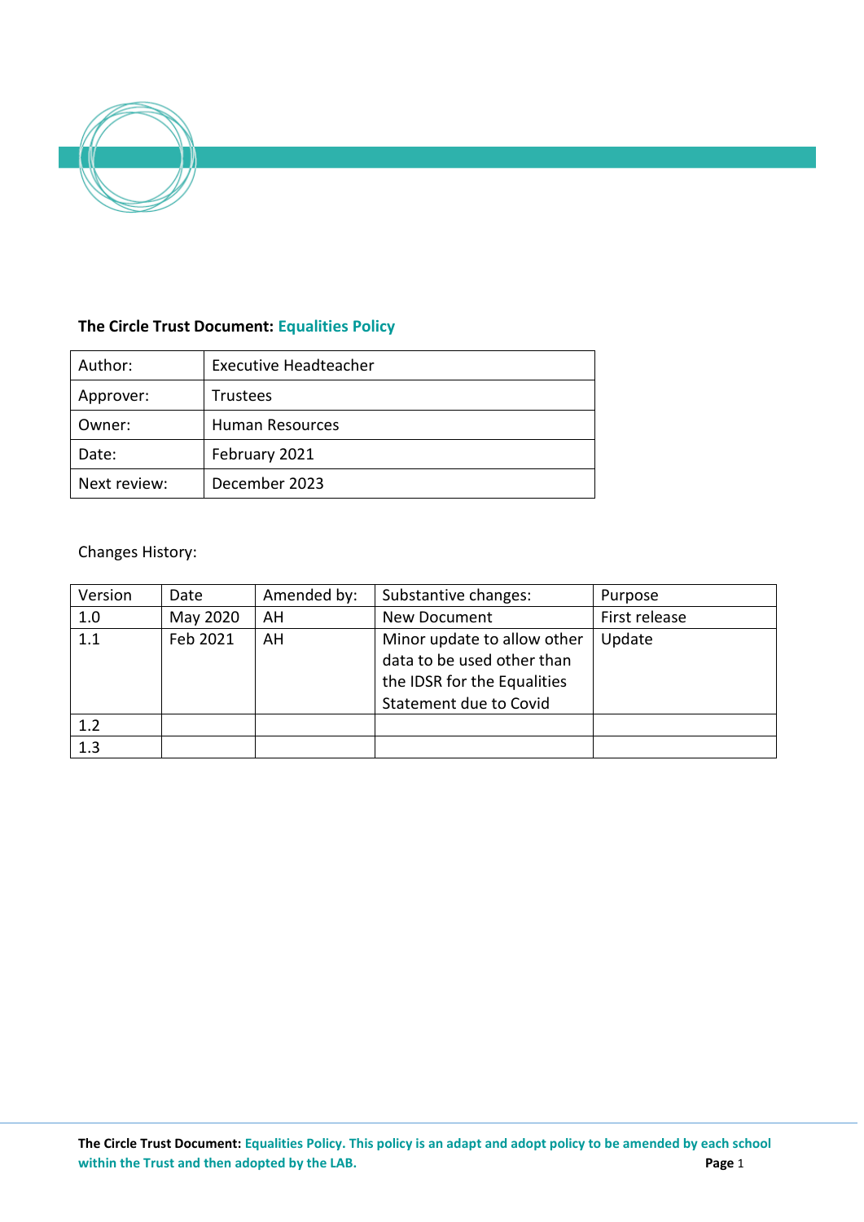**The Circle Trust Document:** **Equalities Policy**

| Author: | Executive Headteacher |
|---|---|
| Approver: | Trustees |
| Owner: | Human Resources |
| Date: | February 2021 |
| Next review: | December 2023 |

Changes History:

| Version | Date | Amended by: | Substantive changes: | Purpose |
|---|---|---|---|---|
| 1.0 | May 2020 | AH | New Document | First release |
| 1.1 | Feb 2021 | AH | Minor update to allow other data to be used other than the IDSR for the Equalities Statement due to Covid | Update |
| 1.2 | | | | |
| 1.3 | | | | |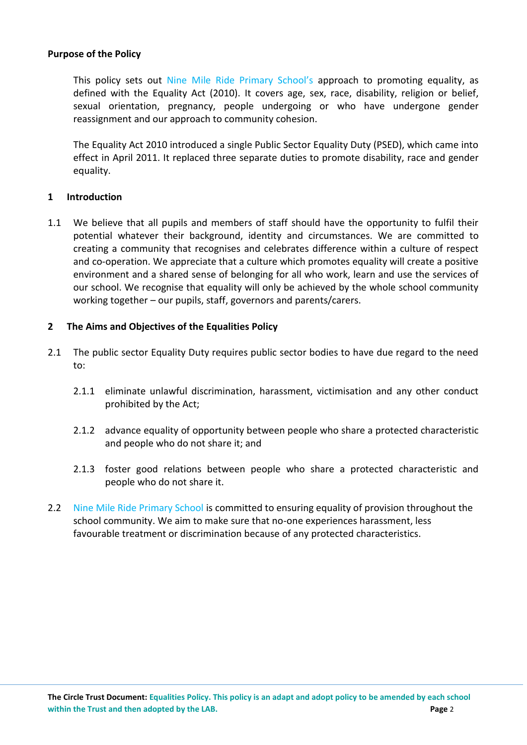**Purpose of the Policy**

This policy sets out Nine Mile Ride Primary School's approach to promoting equality, as defined with the Equality Act (2010). It covers age, sex, race, disability, religion or belief, sexual orientation, pregnancy, people undergoing or who have undergone gender reassignment and our approach to community cohesion.

The Equality Act 2010 introduced a single Public Sector Equality Duty (PSED), which came into effect in April 2011. It replaced three separate duties to promote disability, race and gender equality.

## 1 Introduction

1.1 We believe that all pupils and members of staff should have the opportunity to fulfil their potential whatever their background, identity and circumstances. We are committed to creating a community that recognises and celebrates difference within a culture of respect and co-operation. We appreciate that a culture which promotes equality will create a positive environment and a shared sense of belonging for all who work, learn and use the services of our school. We recognise that equality will only be achieved by the whole school community working together – our pupils, staff, governors and parents/carers.

## 2 The Aims and Objectives of the Equalities Policy

2.1 The public sector Equality Duty requires public sector bodies to have due regard to the need to:

2.1.1 eliminate unlawful discrimination, harassment, victimisation and any other conduct prohibited by the Act;

2.1.2 advance equality of opportunity between people who share a protected characteristic and people who do not share it; and

2.1.3 foster good relations between people who share a protected characteristic and people who do not share it.

2.2 Nine Mile Ride Primary School is committed to ensuring equality of provision throughout the school community. We aim to make sure that no-one experiences harassment, less favourable treatment or discrimination because of any protected characteristics.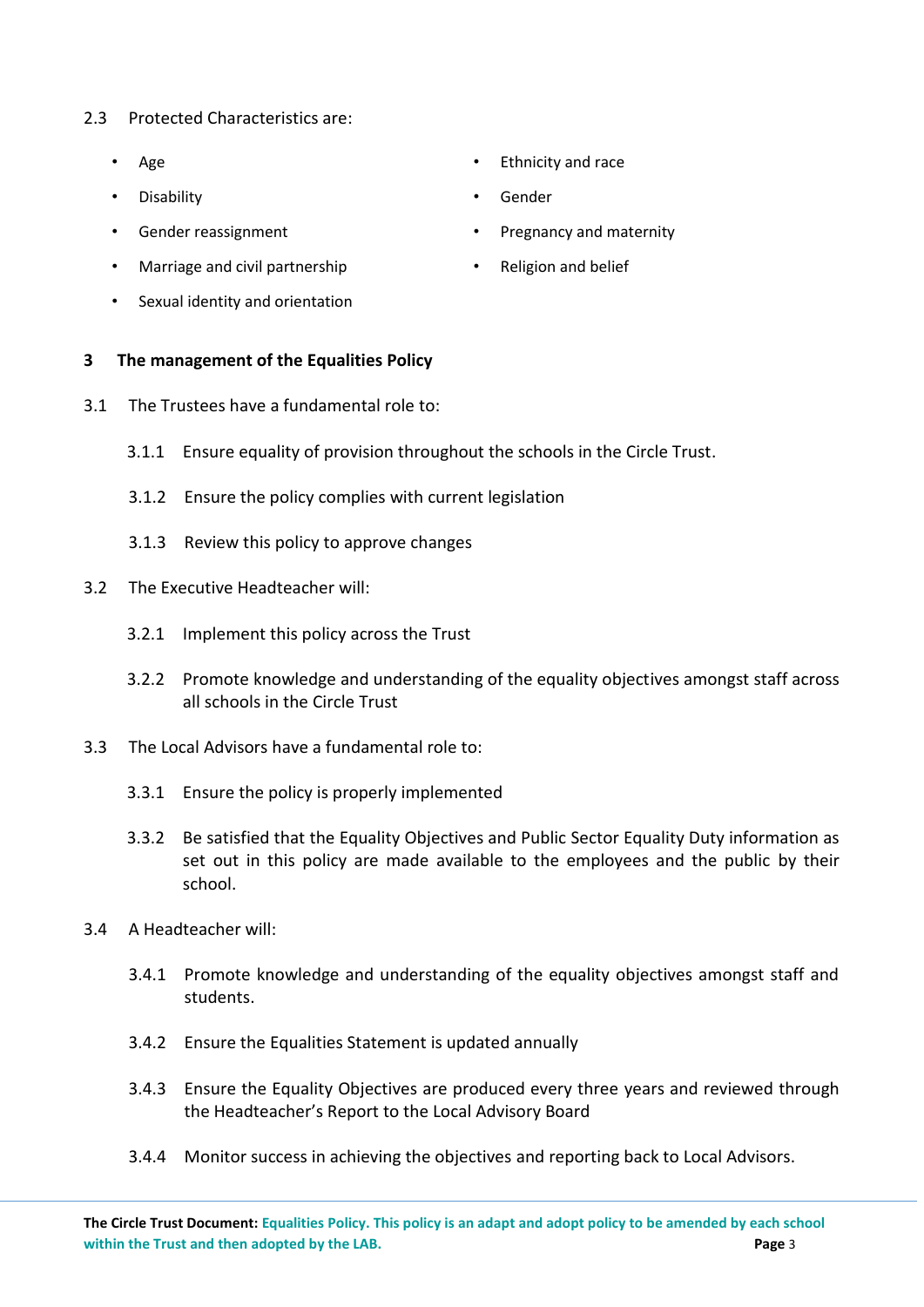2.3 Protected Characteristics are:

- Age
- Disability
- Gender reassignment
- Marriage and civil partnership
- Sexual identity and orientation
- Ethnicity and race
- Gender
- Pregnancy and maternity
- Religion and belief

## 3 The management of the Equalities Policy

3.1 The Trustees have a fundamental role to:

3.1.1 Ensure equality of provision throughout the schools in the Circle Trust.

3.1.2 Ensure the policy complies with current legislation

3.1.3 Review this policy to approve changes

3.2 The Executive Headteacher will:

3.2.1 Implement this policy across the Trust

3.2.2 Promote knowledge and understanding of the equality objectives amongst staff across all schools in the Circle Trust

3.3 The Local Advisors have a fundamental role to:

3.3.1 Ensure the policy is properly implemented

3.3.2 Be satisfied that the Equality Objectives and Public Sector Equality Duty information as set out in this policy are made available to the employees and the public by their school.

3.4 A Headteacher will:

3.4.1 Promote knowledge and understanding of the equality objectives amongst staff and students.

3.4.2 Ensure the Equalities Statement is updated annually

3.4.3 Ensure the Equality Objectives are produced every three years and reviewed through the Headteacher's Report to the Local Advisory Board

3.4.4 Monitor success in achieving the objectives and reporting back to Local Advisors.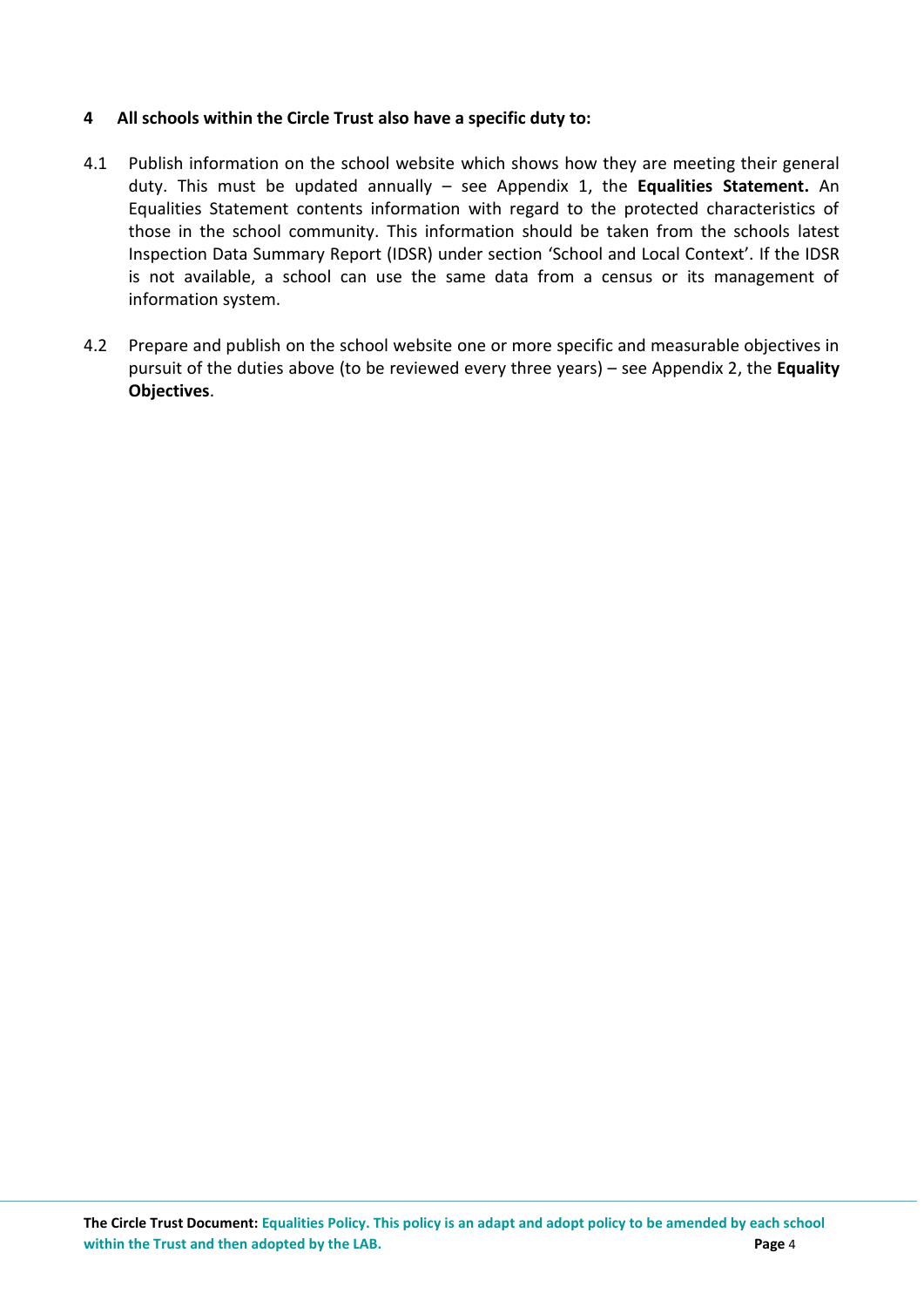## 4 All schools within the Circle Trust also have a specific duty to:

4.1 Publish information on the school website which shows how they are meeting their general duty. This must be updated annually – see Appendix 1, the **Equalities Statement.** An Equalities Statement contents information with regard to the protected characteristics of those in the school community. This information should be taken from the schools latest Inspection Data Summary Report (IDSR) under section 'School and Local Context'. If the IDSR is not available, a school can use the same data from a census or its management of information system.

4.2 Prepare and publish on the school website one or more specific and measurable objectives in pursuit of the duties above (to be reviewed every three years) – see Appendix 2, the **Equality Objectives**.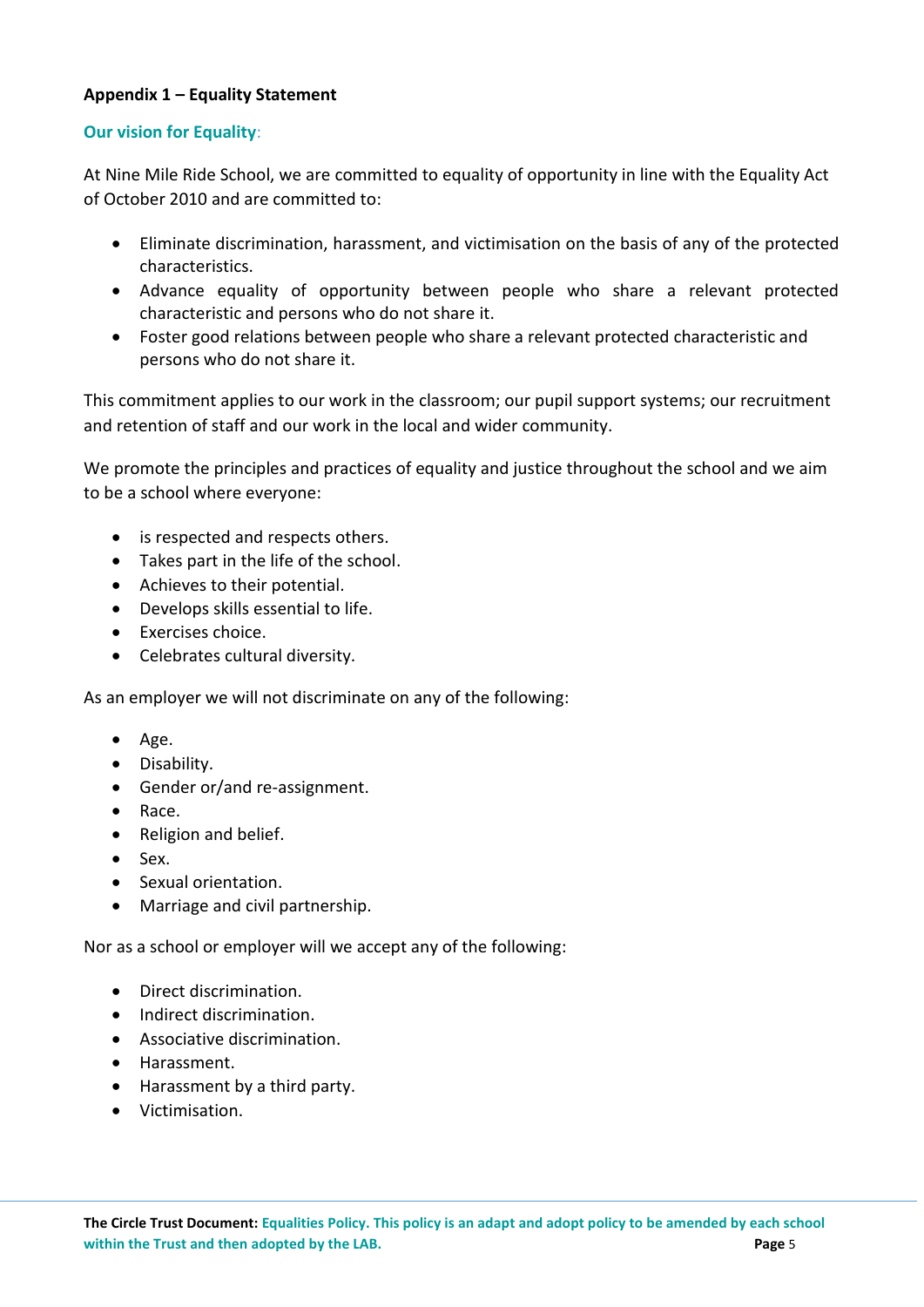**Appendix 1 – Equality Statement**

**Our vision for Equality**:

At Nine Mile Ride School, we are committed to equality of opportunity in line with the Equality Act of October 2010 and are committed to:

- Eliminate discrimination, harassment, and victimisation on the basis of any of the protected characteristics.
- Advance equality of opportunity between people who share a relevant protected characteristic and persons who do not share it.
- Foster good relations between people who share a relevant protected characteristic and persons who do not share it.

This commitment applies to our work in the classroom; our pupil support systems; our recruitment and retention of staff and our work in the local and wider community.

We promote the principles and practices of equality and justice throughout the school and we aim to be a school where everyone:

- is respected and respects others.
- Takes part in the life of the school.
- Achieves to their potential.
- Develops skills essential to life.
- Exercises choice.
- Celebrates cultural diversity.

As an employer we will not discriminate on any of the following:

- Age.
- Disability.
- Gender or/and re-assignment.
- Race.
- Religion and belief.
- Sex.
- Sexual orientation.
- Marriage and civil partnership.

Nor as a school or employer will we accept any of the following:

- Direct discrimination.
- Indirect discrimination.
- Associative discrimination.
- Harassment.
- Harassment by a third party.
- Victimisation.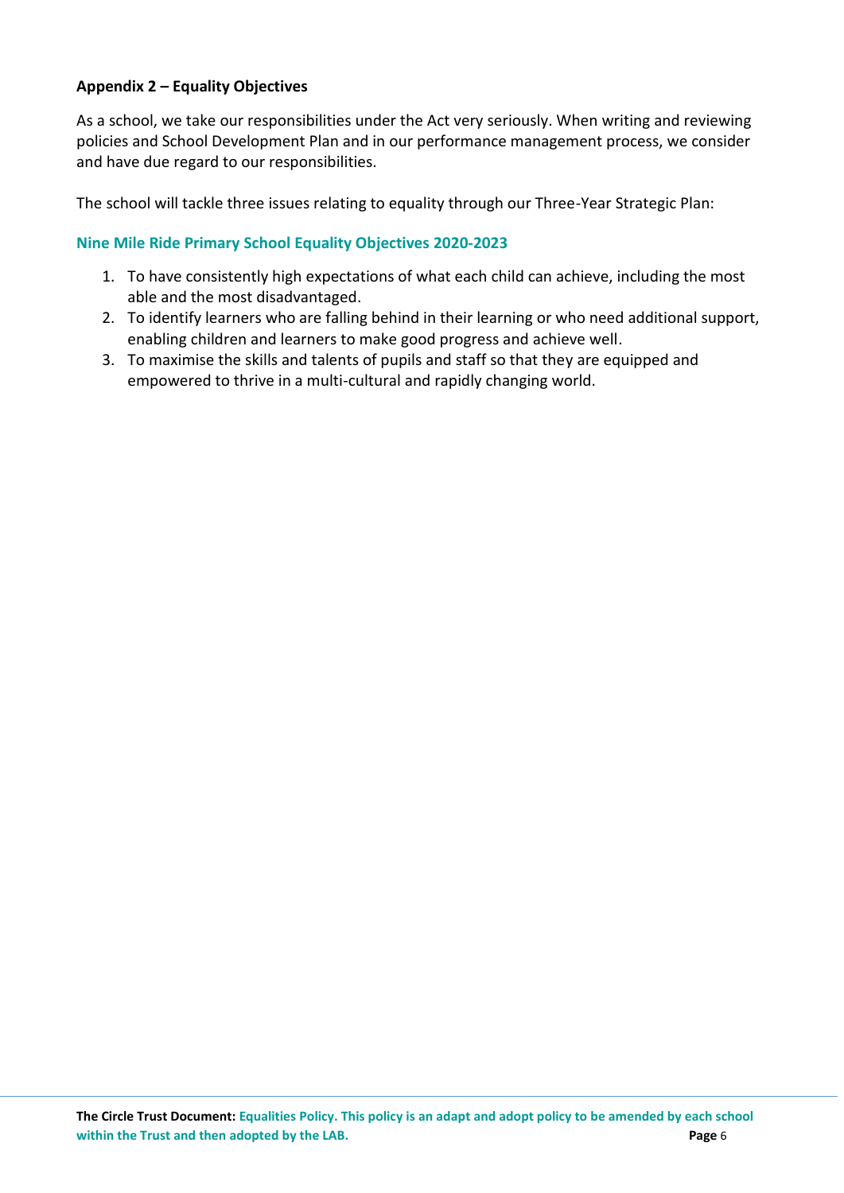**Appendix 2 – Equality Objectives**

As a school, we take our responsibilities under the Act very seriously. When writing and reviewing policies and School Development Plan and in our performance management process, we consider and have due regard to our responsibilities.

The school will tackle three issues relating to equality through our Three-Year Strategic Plan:

### Nine Mile Ride Primary School Equality Objectives 2020-2023

1. To have consistently high expectations of what each child can achieve, including the most able and the most disadvantaged.
2. To identify learners who are falling behind in their learning or who need additional support, enabling children and learners to make good progress and achieve well.
3. To maximise the skills and talents of pupils and staff so that they are equipped and empowered to thrive in a multi-cultural and rapidly changing world.